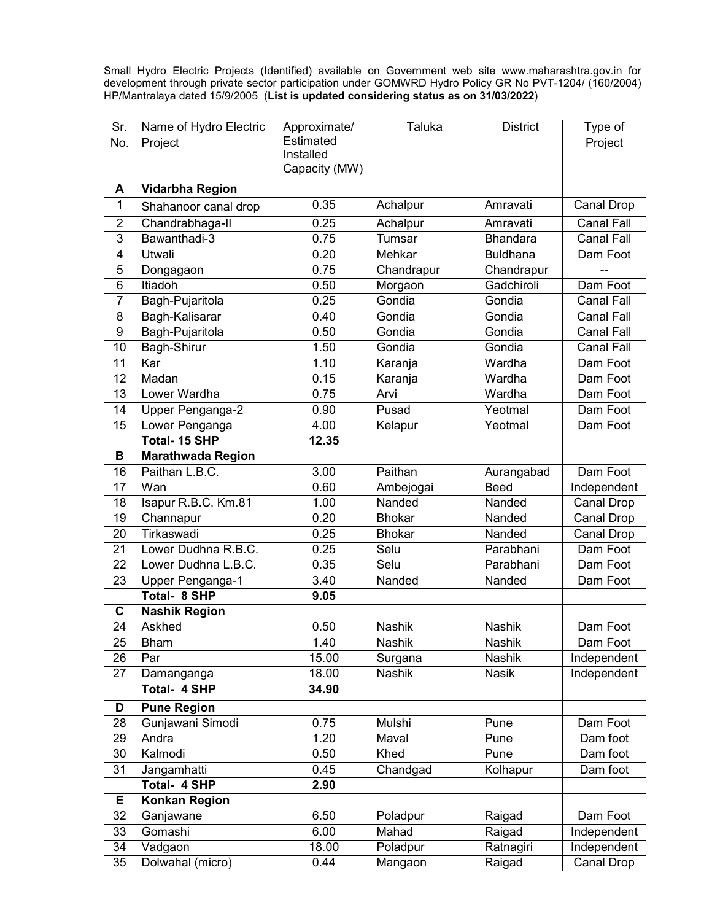Small Hydro Electric Projects (Identified) available on Government web site www.maharashtra.gov.in for development through private sector participation under GOMWRD Hydro Policy GR No PVT-1204/ (160/2004) HP/Mantralaya dated 15/9/2005 (**List is updated considering status as on 31/03/2022**)

| Sr. No. | Name of Hydro Electric Project | Approximate/ Estimated Installed Capacity (MW) | Taluka | District | Type of Project |
|---|---|---|---|---|---|
| **A** | **Vidarbha Region** | | | | |
| 1 | Shahanoor canal drop | 0.35 | Achalpur | Amravati | Canal Drop |
| 2 | Chandrabhaga-II | 0.25 | Achalpur | Amravati | Canal Fall |
| 3 | Bawanthadi-3 | 0.75 | Tumsar | Bhandara | Canal Fall |
| 4 | Utwali | 0.20 | Mehkar | Buldhana | Dam Foot |
| 5 | Dongagaon | 0.75 | Chandrapur | Chandrapur | -- |
| 6 | Itiadoh | 0.50 | Morgaon | Gadchiroli | Dam Foot |
| 7 | Bagh-Pujaritola | 0.25 | Gondia | Gondia | Canal Fall |
| 8 | Bagh-Kalisarar | 0.40 | Gondia | Gondia | Canal Fall |
| 9 | Bagh-Pujaritola | 0.50 | Gondia | Gondia | Canal Fall |
| 10 | Bagh-Shirur | 1.50 | Gondia | Gondia | Canal Fall |
| 11 | Kar | 1.10 | Karanja | Wardha | Dam Foot |
| 12 | Madan | 0.15 | Karanja | Wardha | Dam Foot |
| 13 | Lower Wardha | 0.75 | Arvi | Wardha | Dam Foot |
| 14 | Upper Penganga-2 | 0.90 | Pusad | Yeotmal | Dam Foot |
| 15 | Lower Penganga | 4.00 | Kelapur | Yeotmal | Dam Foot |
| | **Total- 15 SHP** | **12.35** | | | |
| **B** | **Marathwada Region** | | | | |
| 16 | Paithan L.B.C. | 3.00 | Paithan | Aurangabad | Dam Foot |
| 17 | Wan | 0.60 | Ambejogai | Beed | Independent |
| 18 | Isapur R.B.C. Km.81 | 1.00 | Nanded | Nanded | Canal Drop |
| 19 | Channapur | 0.20 | Bhokar | Nanded | Canal Drop |
| 20 | Tirkaswadi | 0.25 | Bhokar | Nanded | Canal Drop |
| 21 | Lower Dudhna R.B.C. | 0.25 | Selu | Parabhani | Dam Foot |
| 22 | Lower Dudhna L.B.C. | 0.35 | Selu | Parabhani | Dam Foot |
| 23 | Upper Penganga-1 | 3.40 | Nanded | Nanded | Dam Foot |
| | **Total- 8 SHP** | **9.05** | | | |
| **C** | **Nashik Region** | | | | |
| 24 | Askhed | 0.50 | Nashik | Nashik | Dam Foot |
| 25 | Bham | 1.40 | Nashik | Nashik | Dam Foot |
| 26 | Par | 15.00 | Surgana | Nashik | Independent |
| 27 | Damanganga | 18.00 | Nashik | Nasik | Independent |
| | **Total- 4 SHP** | **34.90** | | | |
| **D** | **Pune Region** | | | | |
| 28 | Gunjawani Simodi | 0.75 | Mulshi | Pune | Dam Foot |
| 29 | Andra | 1.20 | Maval | Pune | Dam foot |
| 30 | Kalmodi | 0.50 | Khed | Pune | Dam foot |
| 31 | Jangamhatti | 0.45 | Chandgad | Kolhapur | Dam foot |
| | **Total- 4 SHP** | **2.90** | | | |
| **E** | **Konkan Region** | | | | |
| 32 | Ganjawane | 6.50 | Poladpur | Raigad | Dam Foot |
| 33 | Gomashi | 6.00 | Mahad | Raigad | Independent |
| 34 | Vadgaon | 18.00 | Poladpur | Ratnagiri | Independent |
| 35 | Dolwahal (micro) | 0.44 | Mangaon | Raigad | Canal Drop |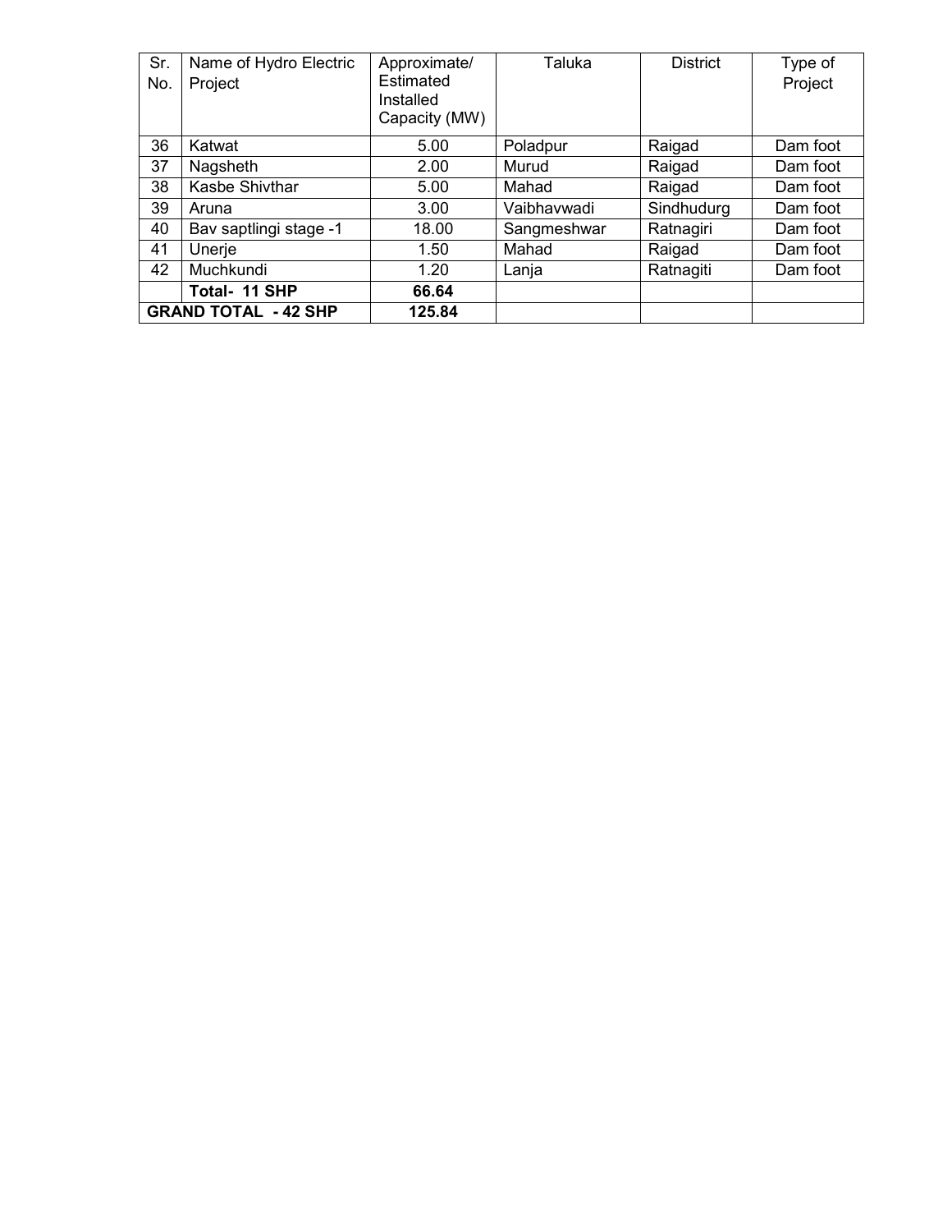| Sr. No. | Name of Hydro Electric Project | Approximate/ Estimated Installed Capacity (MW) | Taluka | District | Type of Project |
|---|---|---|---|---|---|
| 36 | Katwat | 5.00 | Poladpur | Raigad | Dam foot |
| 37 | Nagsheth | 2.00 | Murud | Raigad | Dam foot |
| 38 | Kasbe Shivthar | 5.00 | Mahad | Raigad | Dam foot |
| 39 | Aruna | 3.00 | Vaibhavwadi | Sindhudurg | Dam foot |
| 40 | Bav saptlingi stage -1 | 18.00 | Sangmeshwar | Ratnagiri | Dam foot |
| 41 | Unerje | 1.50 | Mahad | Raigad | Dam foot |
| 42 | Muchkundi | 1.20 | Lanja | Ratnagiti | Dam foot |
| | **Total- 11 SHP** | **66.64** | | | |
| **GRAND TOTAL - 42 SHP** | | **125.84** | | | |